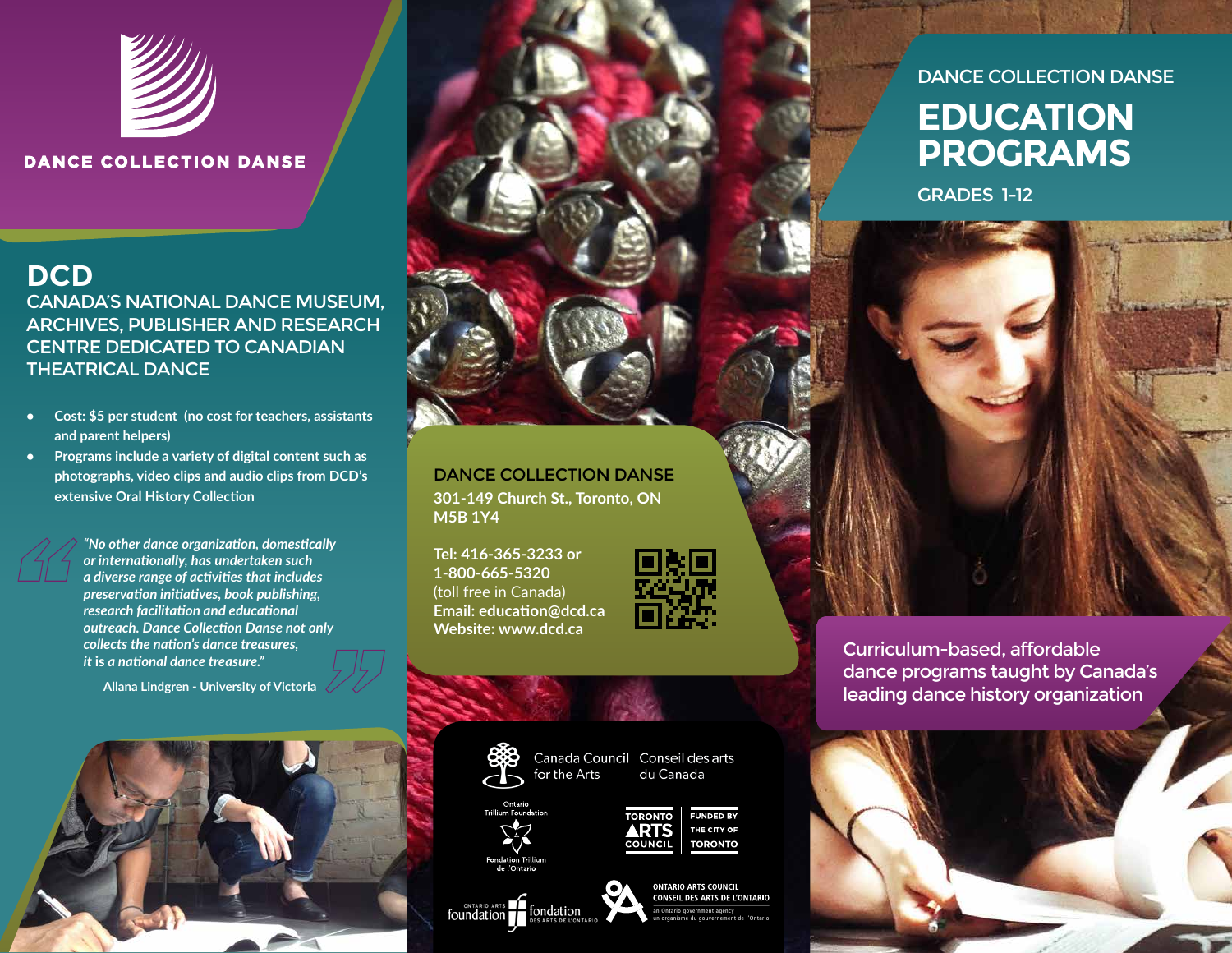DANCE COLLECTION DANSE

# DCD

## CANADA'S NATIONAL DANCE MUSEUM, ARCHIVES, PUBLISHER AND RESEARCH CENTRE DEDICATED TO CANADIAN THEATRICAL DANCE

- Cost: $5 per student (no cost for teachers, assistants and parent helpers)
- Programs include a variety of digital content such as photographs, video clips and audio clips from DCD's extensive Oral History Collection

> *"No other dance organization, domestically or internationally, has undertaken such a diverse range of activities that includes preservation initiatives, book publishing, research facilitation and educational outreach. Dance Collection Danse not only collects the nation's dance treasures, it is a national dance treasure."*
>
> Allana Lindgren - University of Victoria

**DANCE COLLECTION DANSE**
**301-149 Church St., Toronto, ON M5B 1Y4**

**Tel: 416-365-3233 or 1-800-665-5320** (toll free in Canada)
**Email: education@dcd.ca**
**Website: www.dcd.ca**

Canada Council for the Arts / Conseil des arts du Canada

Ontario Trillium Foundation / Fondation Trillium de l'Ontario

Toronto Arts Council / Funded by the City of Toronto

Ontario Arts Foundation / Fondation des arts de l'Ontario

Ontario Arts Council / Conseil des arts de l'Ontario — an Ontario government agency / un organisme du gouvernement de l'Ontario

DANCE COLLECTION DANSE

# EDUCATION PROGRAMS

GRADES 1-12

Curriculum-based, affordable dance programs taught by Canada's leading dance history organization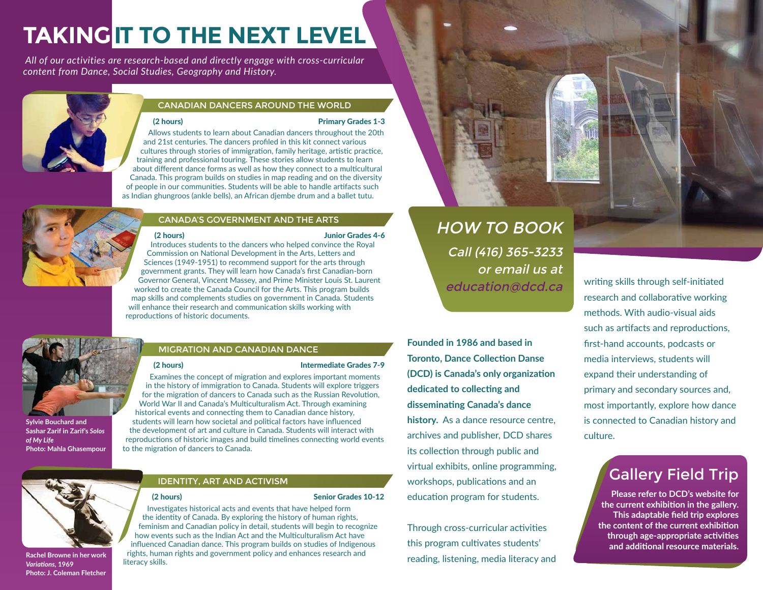# TAKING IT TO THE NEXT LEVEL

*All of our activities are research-based and directly engage with cross-curricular content from Dance, Social Studies, Geography and History.*

## CANADIAN DANCERS AROUND THE WORLD

**(2 hours)** **Primary Grades 1-3**

Allows students to learn about Canadian dancers throughout the 20th and 21st centuries. The dancers profiled in this kit connect various cultures through stories of immigration, family heritage, artistic practice, training and professional touring. These stories allow students to learn about different dance forms as well as how they connect to a multicultural Canada. This program builds on studies in map reading and on the diversity of people in our communities. Students will be able to handle artifacts such as Indian ghungroos (ankle bells), an African djembe drum and a ballet tutu.

## CANADA'S GOVERNMENT AND THE ARTS

**(2 hours)** **Junior Grades 4-6**

Introduces students to the dancers who helped convince the Royal Commission on National Development in the Arts, Letters and Sciences (1949-1951) to recommend support for the arts through government grants. They will learn how Canada's first Canadian-born Governor General, Vincent Massey, and Prime Minister Louis St. Laurent worked to create the Canada Council for the Arts. This program builds map skills and complements studies on government in Canada. Students will enhance their research and communication skills working with reproductions of historic documents.

## MIGRATION AND CANADIAN DANCE

**(2 hours)** **Intermediate Grades 7-9**

Examines the concept of migration and explores important moments in the history of immigration to Canada. Students will explore triggers for the migration of dancers to Canada such as the Russian Revolution, World War II and Canada's Multiculturalism Act. Through examining historical events and connecting them to Canadian dance history, students will learn how societal and political factors have influenced the development of art and culture in Canada. Students will interact with reproductions of historic images and build timelines connecting world events to the migration of dancers to Canada.

**Sylvie Bouchard and Sashar Zarif in Zarif's *Solos of My Life***
**Photo: Mahla Ghasempour**

## IDENTITY, ART AND ACTIVISM

**(2 hours)** **Senior Grades 10-12**

Investigates historical acts and events that have helped form the identity of Canada. By exploring the history of human rights, feminism and Canadian policy in detail, students will begin to recognize how events such as the Indian Act and the Multiculturalism Act have influenced Canadian dance. This program builds on studies of Indigenous rights, human rights and government policy and enhances research and literacy skills.

**Rachel Browne in her work *Variations*, 1969**
**Photo: J. Coleman Fletcher**

## HOW TO BOOK

*Call (416) 365-3233*
*or email us at*
*education@dcd.ca*

**Founded in 1986 and based in Toronto, Dance Collection Danse (DCD) is Canada's only organization dedicated to collecting and disseminating Canada's dance history.** As a dance resource centre, archives and publisher, DCD shares its collection through public and virtual exhibits, online programming, workshops, publications and an education program for students.

Through cross-curricular activities this program cultivates students' reading, listening, media literacy and writing skills through self-initiated research and collaborative working methods. With audio-visual aids such as artifacts and reproductions, first-hand accounts, podcasts or media interviews, students will expand their understanding of primary and secondary sources and, most importantly, explore how dance is connected to Canadian history and culture.

## Gallery Field Trip

**Please refer to DCD's website for the current exhibition in the gallery. This adaptable field trip explores the content of the current exhibition through age-appropriate activities and additional resource materials.**